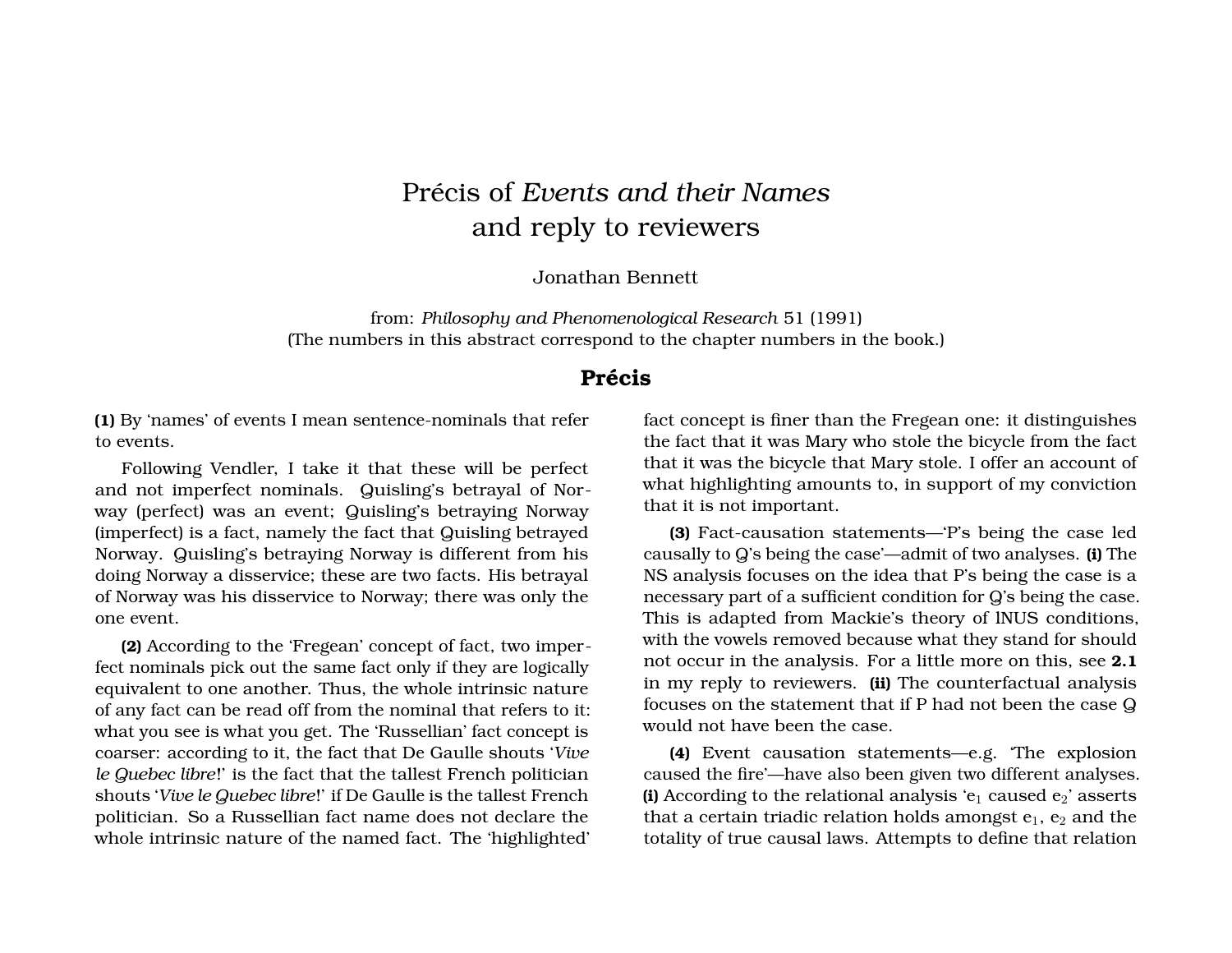# Précis of *Events and their Names* and reply to reviewers

Jonathan Bennett

from: *Philosophy and Phenomenological Research* 51 (1991)
(The numbers in this abstract correspond to the chapter numbers in the book.)

## Précis

**(1)** By 'names' of events I mean sentence-nominals that refer to events.

Following Vendler, I take it that these will be perfect and not imperfect nominals. Quisling's betrayal of Norway (perfect) was an event; Quisling's betraying Norway (imperfect) is a fact, namely the fact that Quisling betrayed Norway. Quisling's betraying Norway is different from his doing Norway a disservice; these are two facts. His betrayal of Norway was his disservice to Norway; there was only the one event.

**(2)** According to the 'Fregean' concept of fact, two imperfect nominals pick out the same fact only if they are logically equivalent to one another. Thus, the whole intrinsic nature of any fact can be read off from the nominal that refers to it: what you see is what you get. The 'Russellian' fact concept is coarser: according to it, the fact that De Gaulle shouts '*Vive le Quebec libre*!' is the fact that the tallest French politician shouts '*Vive le Quebec libre*!' if De Gaulle is the tallest French politician. So a Russellian fact name does not declare the whole intrinsic nature of the named fact. The 'highlighted' fact concept is finer than the Fregean one: it distinguishes the fact that it was Mary who stole the bicycle from the fact that it was the bicycle that Mary stole. I offer an account of what highlighting amounts to, in support of my conviction that it is not important.

**(3)** Fact-causation statements—'P's being the case led causally to Q's being the case'—admit of two analyses. **(i)** The NS analysis focuses on the idea that P's being the case is a necessary part of a sufficient condition for Q's being the case. This is adapted from Mackie's theory of INUS conditions, with the vowels removed because what they stand for should not occur in the analysis. For a little more on this, see **2.1** in my reply to reviewers. **(ii)** The counterfactual analysis focuses on the statement that if P had not been the case Q would not have been the case.

**(4)** Event causation statements—e.g. 'The explosion caused the fire'—have also been given two different analyses. **(i)** According to the relational analysis '$e_1$ caused $e_2$' asserts that a certain triadic relation holds amongst $e_1$, $e_2$ and the totality of true causal laws. Attempts to define that relation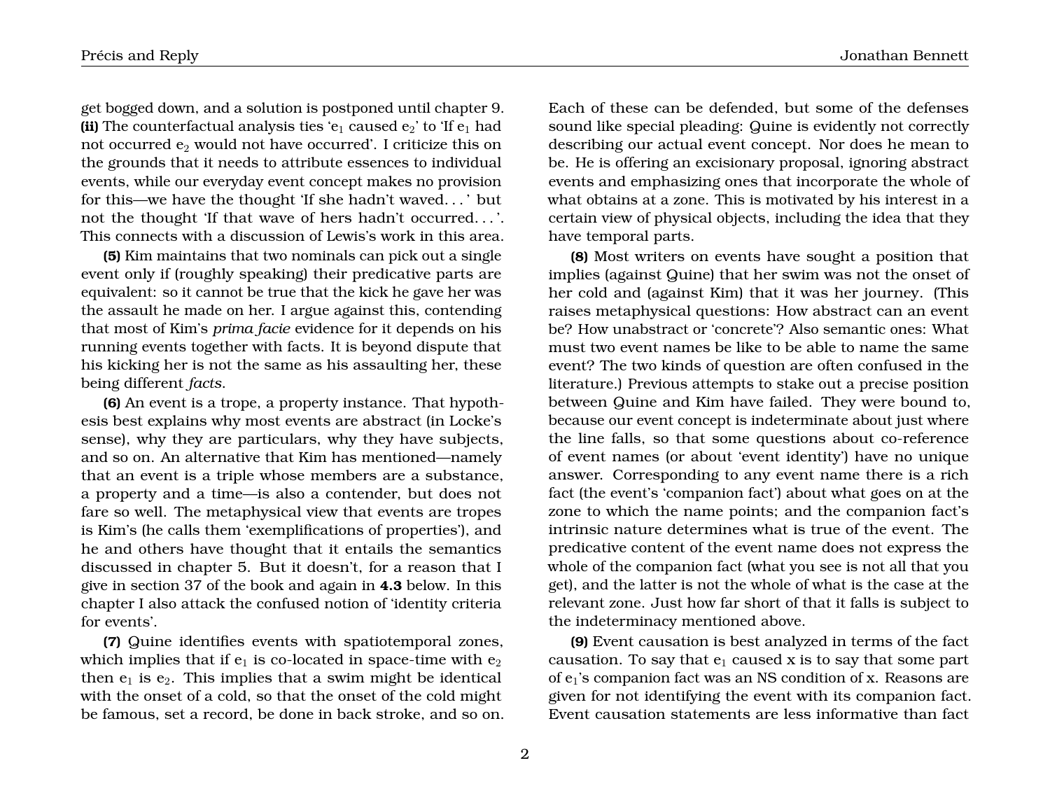get bogged down, and a solution is postponed until chapter 9. **(ii)** The counterfactual analysis ties '$e_1$ caused $e_2$' to 'If $e_1$ had not occurred $e_2$ would not have occurred'. I criticize this on the grounds that it needs to attribute essences to individual events, while our everyday event concept makes no provision for this—we have the thought 'If she hadn't waved. . . ' but not the thought 'If that wave of hers hadn't occurred. . . '. This connects with a discussion of Lewis's work in this area.

**(5)** Kim maintains that two nominals can pick out a single event only if (roughly speaking) their predicative parts are equivalent: so it cannot be true that the kick he gave her was the assault he made on her. I argue against this, contending that most of Kim's *prima facie* evidence for it depends on his running events together with facts. It is beyond dispute that his kicking her is not the same as his assaulting her, these being different *facts*.

**(6)** An event is a trope, a property instance. That hypothesis best explains why most events are abstract (in Locke's sense), why they are particulars, why they have subjects, and so on. An alternative that Kim has mentioned—namely that an event is a triple whose members are a substance, a property and a time—is also a contender, but does not fare so well. The metaphysical view that events are tropes is Kim's (he calls them 'exemplifications of properties'), and he and others have thought that it entails the semantics discussed in chapter 5. But it doesn't, for a reason that I give in section 37 of the book and again in **4.3** below. In this chapter I also attack the confused notion of 'identity criteria for events'.

**(7)** Quine identifies events with spatiotemporal zones, which implies that if $e_1$ is co-located in space-time with $e_2$ then $e_1$ is $e_2$. This implies that a swim might be identical with the onset of a cold, so that the onset of the cold might be famous, set a record, be done in back stroke, and so on. Each of these can be defended, but some of the defenses sound like special pleading: Quine is evidently not correctly describing our actual event concept. Nor does he mean to be. He is offering an excisionary proposal, ignoring abstract events and emphasizing ones that incorporate the whole of what obtains at a zone. This is motivated by his interest in a certain view of physical objects, including the idea that they have temporal parts.

**(8)** Most writers on events have sought a position that implies (against Quine) that her swim was not the onset of her cold and (against Kim) that it was her journey. (This raises metaphysical questions: How abstract can an event be? How unabstract or 'concrete'? Also semantic ones: What must two event names be like to be able to name the same event? The two kinds of question are often confused in the literature.) Previous attempts to stake out a precise position between Quine and Kim have failed. They were bound to, because our event concept is indeterminate about just where the line falls, so that some questions about co-reference of event names (or about 'event identity') have no unique answer. Corresponding to any event name there is a rich fact (the event's 'companion fact') about what goes on at the zone to which the name points; and the companion fact's intrinsic nature determines what is true of the event. The predicative content of the event name does not express the whole of the companion fact (what you see is not all that you get), and the latter is not the whole of what is the case at the relevant zone. Just how far short of that it falls is subject to the indeterminacy mentioned above.

**(9)** Event causation is best analyzed in terms of the fact causation. To say that $e_1$ caused x is to say that some part of $e_1$'s companion fact was an NS condition of x. Reasons are given for not identifying the event with its companion fact. Event causation statements are less informative than fact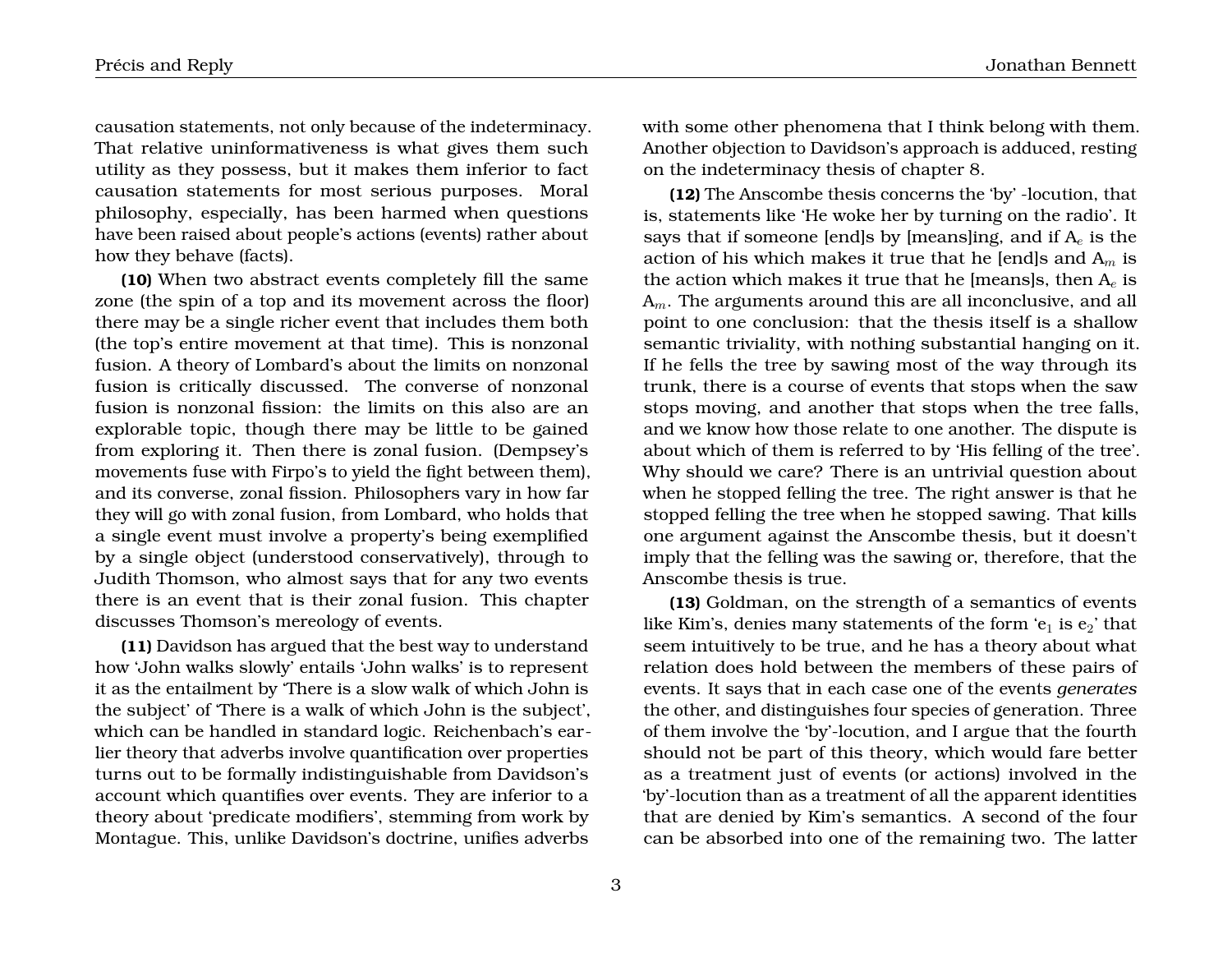causation statements, not only because of the indeterminacy. That relative uninformativeness is what gives them such utility as they possess, but it makes them inferior to fact causation statements for most serious purposes. Moral philosophy, especially, has been harmed when questions have been raised about people's actions (events) rather about how they behave (facts).

**(10)** When two abstract events completely fill the same zone (the spin of a top and its movement across the floor) there may be a single richer event that includes them both (the top's entire movement at that time). This is nonzonal fusion. A theory of Lombard's about the limits on nonzonal fusion is critically discussed. The converse of nonzonal fusion is nonzonal fission: the limits on this also are an explorable topic, though there may be little to be gained from exploring it. Then there is zonal fusion. (Dempsey's movements fuse with Firpo's to yield the fight between them), and its converse, zonal fission. Philosophers vary in how far they will go with zonal fusion, from Lombard, who holds that a single event must involve a property's being exemplified by a single object (understood conservatively), through to Judith Thomson, who almost says that for any two events there is an event that is their zonal fusion. This chapter discusses Thomson's mereology of events.

**(11)** Davidson has argued that the best way to understand how 'John walks slowly' entails 'John walks' is to represent it as the entailment by 'There is a slow walk of which John is the subject' of 'There is a walk of which John is the subject', which can be handled in standard logic. Reichenbach's earlier theory that adverbs involve quantification over properties turns out to be formally indistinguishable from Davidson's account which quantifies over events. They are inferior to a theory about 'predicate modifiers', stemming from work by Montague. This, unlike Davidson's doctrine, unifies adverbs with some other phenomena that I think belong with them. Another objection to Davidson's approach is adduced, resting on the indeterminacy thesis of chapter 8.

**(12)** The Anscombe thesis concerns the 'by' -locution, that is, statements like 'He woke her by turning on the radio'. It says that if someone [end]s by [means]ing, and if $A_e$ is the action of his which makes it true that he [end]s and $A_m$ is the action which makes it true that he [means]s, then $A_e$ is $A_m$. The arguments around this are all inconclusive, and all point to one conclusion: that the thesis itself is a shallow semantic triviality, with nothing substantial hanging on it. If he fells the tree by sawing most of the way through its trunk, there is a course of events that stops when the saw stops moving, and another that stops when the tree falls, and we know how those relate to one another. The dispute is about which of them is referred to by 'His felling of the tree'. Why should we care? There is an untrivial question about when he stopped felling the tree. The right answer is that he stopped felling the tree when he stopped sawing. That kills one argument against the Anscombe thesis, but it doesn't imply that the felling was the sawing or, therefore, that the Anscombe thesis is true.

**(13)** Goldman, on the strength of a semantics of events like Kim's, denies many statements of the form '$e_1$ is $e_2$' that seem intuitively to be true, and he has a theory about what relation does hold between the members of these pairs of events. It says that in each case one of the events *generates* the other, and distinguishes four species of generation. Three of them involve the 'by'-locution, and I argue that the fourth should not be part of this theory, which would fare better as a treatment just of events (or actions) involved in the 'by'-locution than as a treatment of all the apparent identities that are denied by Kim's semantics. A second of the four can be absorbed into one of the remaining two. The latter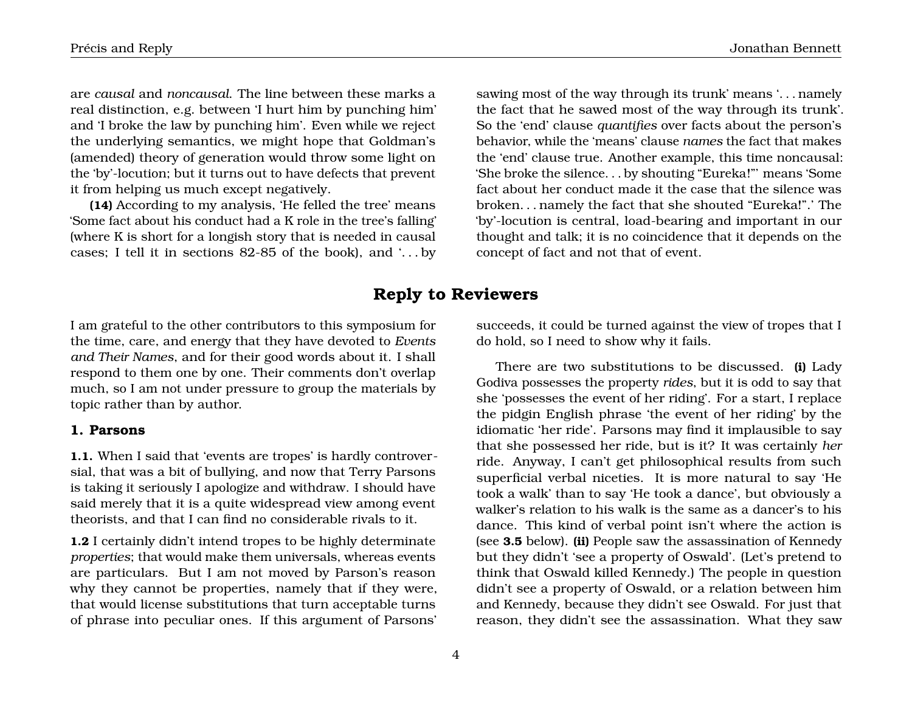are *causal* and *noncausal*. The line between these marks a real distinction, e.g. between 'I hurt him by punching him' and 'I broke the law by punching him'. Even while we reject the underlying semantics, we might hope that Goldman's (amended) theory of generation would throw some light on the 'by'-locution; but it turns out to have defects that prevent it from helping us much except negatively.

**(14)** According to my analysis, 'He felled the tree' means 'Some fact about his conduct had a K role in the tree's falling' (where K is short for a longish story that is needed in causal cases; I tell it in sections 82-85 of the book), and '. . . by sawing most of the way through its trunk' means '. . . namely the fact that he sawed most of the way through its trunk'. So the 'end' clause *quantifies* over facts about the person's behavior, while the 'means' clause *names* the fact that makes the 'end' clause true. Another example, this time noncausal: 'She broke the silence. . . by shouting "Eureka!"' means 'Some fact about her conduct made it the case that the silence was broken. . . namely the fact that she shouted "Eureka!".' The 'by'-locution is central, load-bearing and important in our thought and talk; it is no coincidence that it depends on the concept of fact and not that of event.

# Reply to Reviewers

I am grateful to the other contributors to this symposium for the time, care, and energy that they have devoted to *Events and Their Names*, and for their good words about it. I shall respond to them one by one. Their comments don't overlap much, so I am not under pressure to group the materials by topic rather than by author.

## 1. Parsons

**1.1.** When I said that 'events are tropes' is hardly controversial, that was a bit of bullying, and now that Terry Parsons is taking it seriously I apologize and withdraw. I should have said merely that it is a quite widespread view among event theorists, and that I can find no considerable rivals to it.

**1.2** I certainly didn't intend tropes to be highly determinate *properties*; that would make them universals, whereas events are particulars. But I am not moved by Parson's reason why they cannot be properties, namely that if they were, that would license substitutions that turn acceptable turns of phrase into peculiar ones. If this argument of Parsons' succeeds, it could be turned against the view of tropes that I do hold, so I need to show why it fails.

There are two substitutions to be discussed. **(i)** Lady Godiva possesses the property *rides*, but it is odd to say that she 'possesses the event of her riding'. For a start, I replace the pidgin English phrase 'the event of her riding' by the idiomatic 'her ride'. Parsons may find it implausible to say that she possessed her ride, but is it? It was certainly *her* ride. Anyway, I can't get philosophical results from such superficial verbal niceties. It is more natural to say 'He took a walk' than to say 'He took a dance', but obviously a walker's relation to his walk is the same as a dancer's to his dance. This kind of verbal point isn't where the action is (see **3.5** below). **(ii)** People saw the assassination of Kennedy but they didn't 'see a property of Oswald'. (Let's pretend to think that Oswald killed Kennedy.) The people in question didn't see a property of Oswald, or a relation between him and Kennedy, because they didn't see Oswald. For just that reason, they didn't see the assassination. What they saw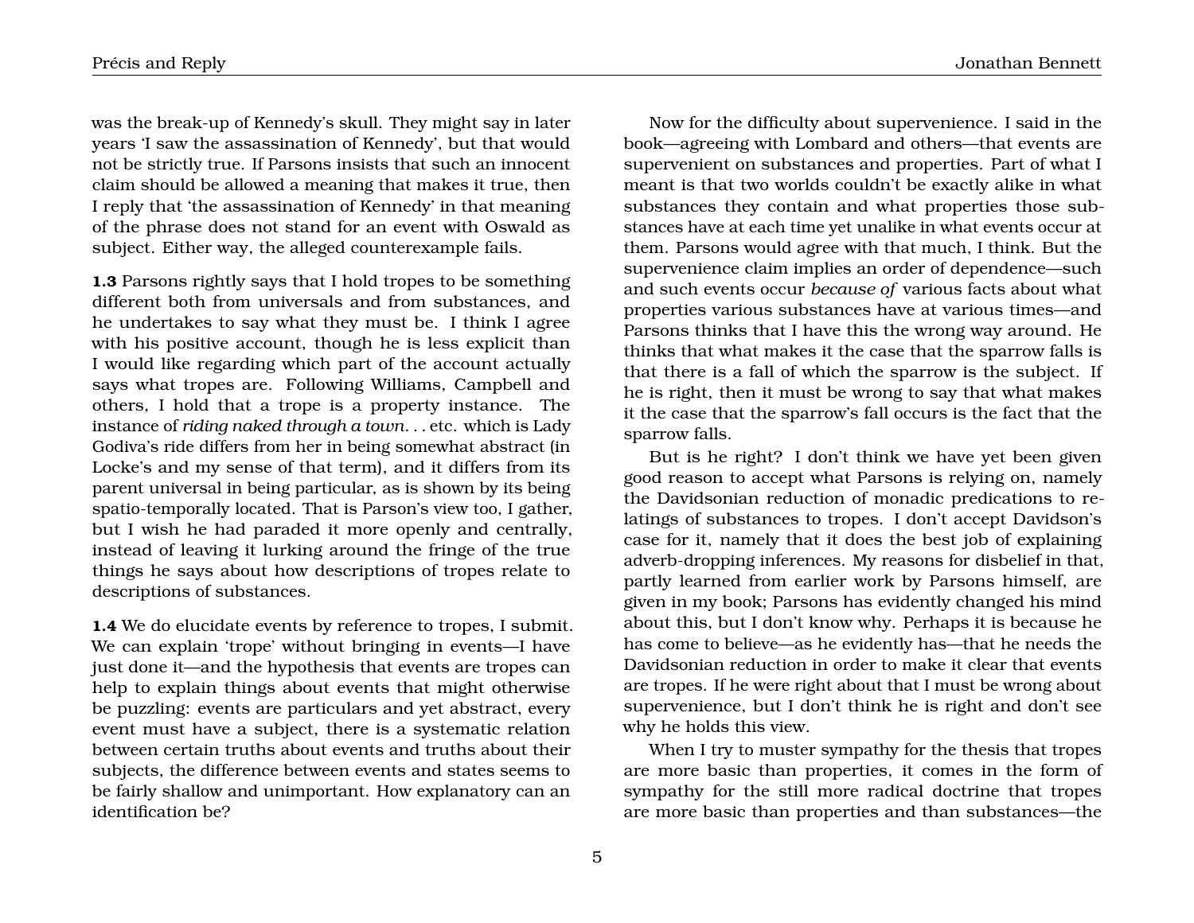was the break-up of Kennedy's skull. They might say in later years 'I saw the assassination of Kennedy', but that would not be strictly true. If Parsons insists that such an innocent claim should be allowed a meaning that makes it true, then I reply that 'the assassination of Kennedy' in that meaning of the phrase does not stand for an event with Oswald as subject. Either way, the alleged counterexample fails.

**1.3** Parsons rightly says that I hold tropes to be something different both from universals and from substances, and he undertakes to say what they must be. I think I agree with his positive account, though he is less explicit than I would like regarding which part of the account actually says what tropes are. Following Williams, Campbell and others, I hold that a trope is a property instance. The instance of *riding naked through a town*. . . etc. which is Lady Godiva's ride differs from her in being somewhat abstract (in Locke's and my sense of that term), and it differs from its parent universal in being particular, as is shown by its being spatio-temporally located. That is Parson's view too, I gather, but I wish he had paraded it more openly and centrally, instead of leaving it lurking around the fringe of the true things he says about how descriptions of tropes relate to descriptions of substances.

**1.4** We do elucidate events by reference to tropes, I submit. We can explain 'trope' without bringing in events—I have just done it—and the hypothesis that events are tropes can help to explain things about events that might otherwise be puzzling: events are particulars and yet abstract, every event must have a subject, there is a systematic relation between certain truths about events and truths about their subjects, the difference between events and states seems to be fairly shallow and unimportant. How explanatory can an identification be?

Now for the difficulty about supervenience. I said in the book—agreeing with Lombard and others—that events are supervenient on substances and properties. Part of what I meant is that two worlds couldn't be exactly alike in what substances they contain and what properties those substances have at each time yet unalike in what events occur at them. Parsons would agree with that much, I think. But the supervenience claim implies an order of dependence—such and such events occur *because of* various facts about what properties various substances have at various times—and Parsons thinks that I have this the wrong way around. He thinks that what makes it the case that the sparrow falls is that there is a fall of which the sparrow is the subject. If he is right, then it must be wrong to say that what makes it the case that the sparrow's fall occurs is the fact that the sparrow falls.

But is he right? I don't think we have yet been given good reason to accept what Parsons is relying on, namely the Davidsonian reduction of monadic predications to relatings of substances to tropes. I don't accept Davidson's case for it, namely that it does the best job of explaining adverb-dropping inferences. My reasons for disbelief in that, partly learned from earlier work by Parsons himself, are given in my book; Parsons has evidently changed his mind about this, but I don't know why. Perhaps it is because he has come to believe—as he evidently has—that he needs the Davidsonian reduction in order to make it clear that events are tropes. If he were right about that I must be wrong about supervenience, but I don't think he is right and don't see why he holds this view.

When I try to muster sympathy for the thesis that tropes are more basic than properties, it comes in the form of sympathy for the still more radical doctrine that tropes are more basic than properties and than substances—the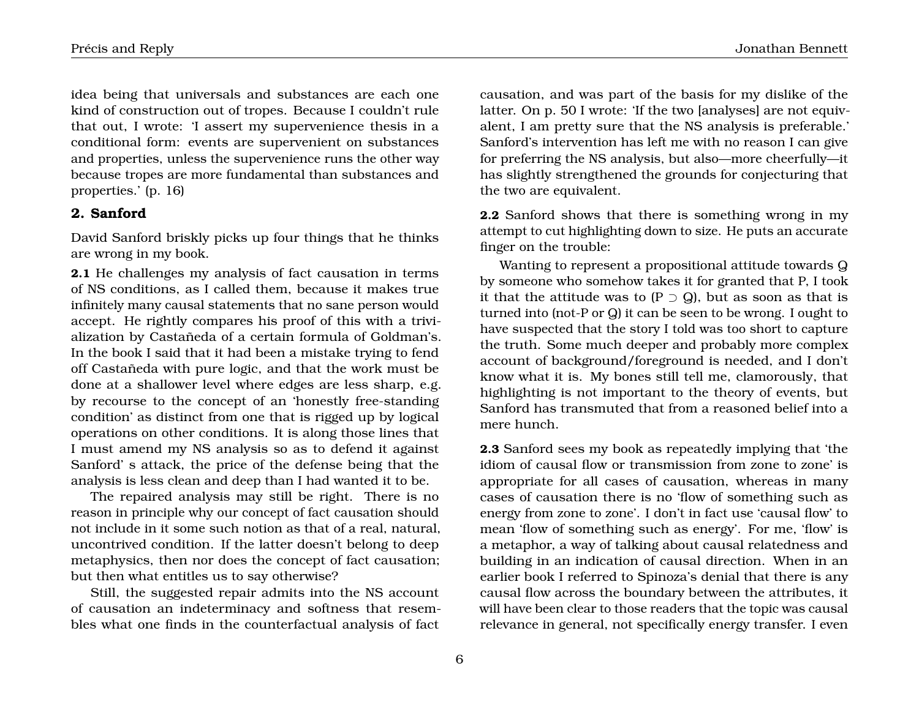idea being that universals and substances are each one kind of construction out of tropes. Because I couldn't rule that out, I wrote: 'I assert my supervenience thesis in a conditional form: events are supervenient on substances and properties, unless the supervenience runs the other way because tropes are more fundamental than substances and properties.' (p. 16)

## 2. Sanford

David Sanford briskly picks up four things that he thinks are wrong in my book.

**2.1** He challenges my analysis of fact causation in terms of NS conditions, as I called them, because it makes true infinitely many causal statements that no sane person would accept. He rightly compares his proof of this with a trivialization by Castañeda of a certain formula of Goldman's. In the book I said that it had been a mistake trying to fend off Castañeda with pure logic, and that the work must be done at a shallower level where edges are less sharp, e.g. by recourse to the concept of an 'honestly free-standing condition' as distinct from one that is rigged up by logical operations on other conditions. It is along those lines that I must amend my NS analysis so as to defend it against Sanford' s attack, the price of the defense being that the analysis is less clean and deep than I had wanted it to be.

The repaired analysis may still be right. There is no reason in principle why our concept of fact causation should not include in it some such notion as that of a real, natural, uncontrived condition. If the latter doesn't belong to deep metaphysics, then nor does the concept of fact causation; but then what entitles us to say otherwise?

Still, the suggested repair admits into the NS account of causation an indeterminacy and softness that resembles what one finds in the counterfactual analysis of fact causation, and was part of the basis for my dislike of the latter. On p. 50 I wrote: 'If the two [analyses] are not equivalent, I am pretty sure that the NS analysis is preferable.' Sanford's intervention has left me with no reason I can give for preferring the NS analysis, but also—more cheerfully—it has slightly strengthened the grounds for conjecturing that the two are equivalent.

**2.2** Sanford shows that there is something wrong in my attempt to cut highlighting down to size. He puts an accurate finger on the trouble:

Wanting to represent a propositional attitude towards Q by someone who somehow takes it for granted that P, I took it that the attitude was to (P ⊃ Q), but as soon as that is turned into (not-P or Q) it can be seen to be wrong. I ought to have suspected that the story I told was too short to capture the truth. Some much deeper and probably more complex account of background/foreground is needed, and I don't know what it is. My bones still tell me, clamorously, that highlighting is not important to the theory of events, but Sanford has transmuted that from a reasoned belief into a mere hunch.

**2.3** Sanford sees my book as repeatedly implying that 'the idiom of causal flow or transmission from zone to zone' is appropriate for all cases of causation, whereas in many cases of causation there is no 'flow of something such as energy from zone to zone'. I don't in fact use 'causal flow' to mean 'flow of something such as energy'. For me, 'flow' is a metaphor, a way of talking about causal relatedness and building in an indication of causal direction. When in an earlier book I referred to Spinoza's denial that there is any causal flow across the boundary between the attributes, it will have been clear to those readers that the topic was causal relevance in general, not specifically energy transfer. I even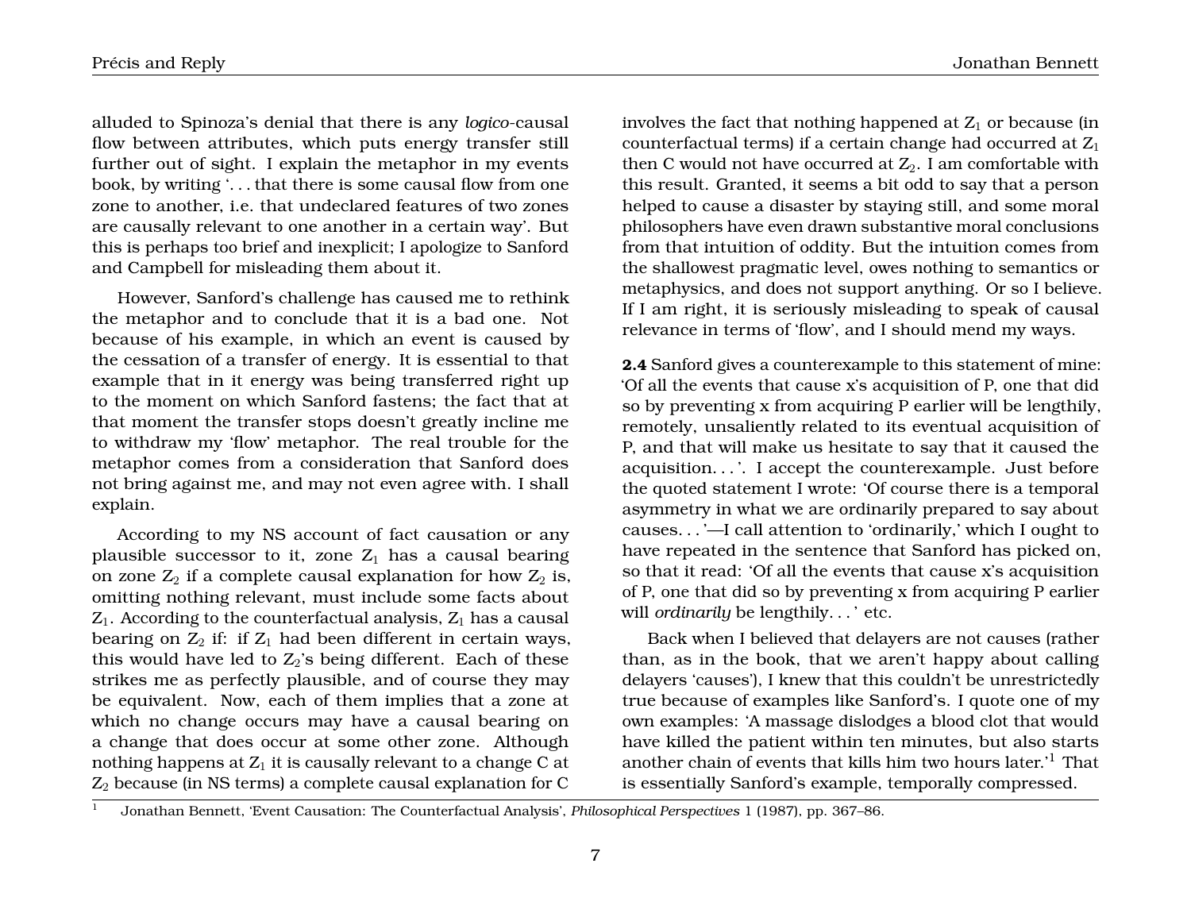alluded to Spinoza's denial that there is any *logico*-causal flow between attributes, which puts energy transfer still further out of sight. I explain the metaphor in my events book, by writing '. . . that there is some causal flow from one zone to another, i.e. that undeclared features of two zones are causally relevant to one another in a certain way'. But this is perhaps too brief and inexplicit; I apologize to Sanford and Campbell for misleading them about it.

However, Sanford's challenge has caused me to rethink the metaphor and to conclude that it is a bad one. Not because of his example, in which an event is caused by the cessation of a transfer of energy. It is essential to that example that in it energy was being transferred right up to the moment on which Sanford fastens; the fact that at that moment the transfer stops doesn't greatly incline me to withdraw my 'flow' metaphor. The real trouble for the metaphor comes from a consideration that Sanford does not bring against me, and may not even agree with. I shall explain.

According to my NS account of fact causation or any plausible successor to it, zone $Z_1$ has a causal bearing on zone $Z_2$ if a complete causal explanation for how $Z_2$ is, omitting nothing relevant, must include some facts about $Z_1$. According to the counterfactual analysis, $Z_1$ has a causal bearing on $Z_2$ if: if $Z_1$ had been different in certain ways, this would have led to $Z_2$'s being different. Each of these strikes me as perfectly plausible, and of course they may be equivalent. Now, each of them implies that a zone at which no change occurs may have a causal bearing on a change that does occur at some other zone. Although nothing happens at $Z_1$ it is causally relevant to a change C at $Z_2$ because (in NS terms) a complete causal explanation for C involves the fact that nothing happened at $Z_1$ or because (in counterfactual terms) if a certain change had occurred at $Z_1$ then C would not have occurred at $Z_2$. I am comfortable with this result. Granted, it seems a bit odd to say that a person helped to cause a disaster by staying still, and some moral philosophers have even drawn substantive moral conclusions from that intuition of oddity. But the intuition comes from the shallowest pragmatic level, owes nothing to semantics or metaphysics, and does not support anything. Or so I believe. If I am right, it is seriously misleading to speak of causal relevance in terms of 'flow', and I should mend my ways.

**2.4** Sanford gives a counterexample to this statement of mine: 'Of all the events that cause x's acquisition of P, one that did so by preventing x from acquiring P earlier will be lengthily, remotely, unsaliently related to its eventual acquisition of P, and that will make us hesitate to say that it caused the acquisition. . . '. I accept the counterexample. Just before the quoted statement I wrote: 'Of course there is a temporal asymmetry in what we are ordinarily prepared to say about causes. . . '—I call attention to 'ordinarily,' which I ought to have repeated in the sentence that Sanford has picked on, so that it read: 'Of all the events that cause x's acquisition of P, one that did so by preventing x from acquiring P earlier will *ordinarily* be lengthily. . . ' etc.

Back when I believed that delayers are not causes (rather than, as in the book, that we aren't happy about calling delayers 'causes'), I knew that this couldn't be unrestrictedly true because of examples like Sanford's. I quote one of my own examples: 'A massage dislodges a blood clot that would have killed the patient within ten minutes, but also starts another chain of events that kills him two hours later.'[1] That is essentially Sanford's example, temporally compressed.

[1] Jonathan Bennett, 'Event Causation: The Counterfactual Analysis', *Philosophical Perspectives* 1 (1987), pp. 367–86.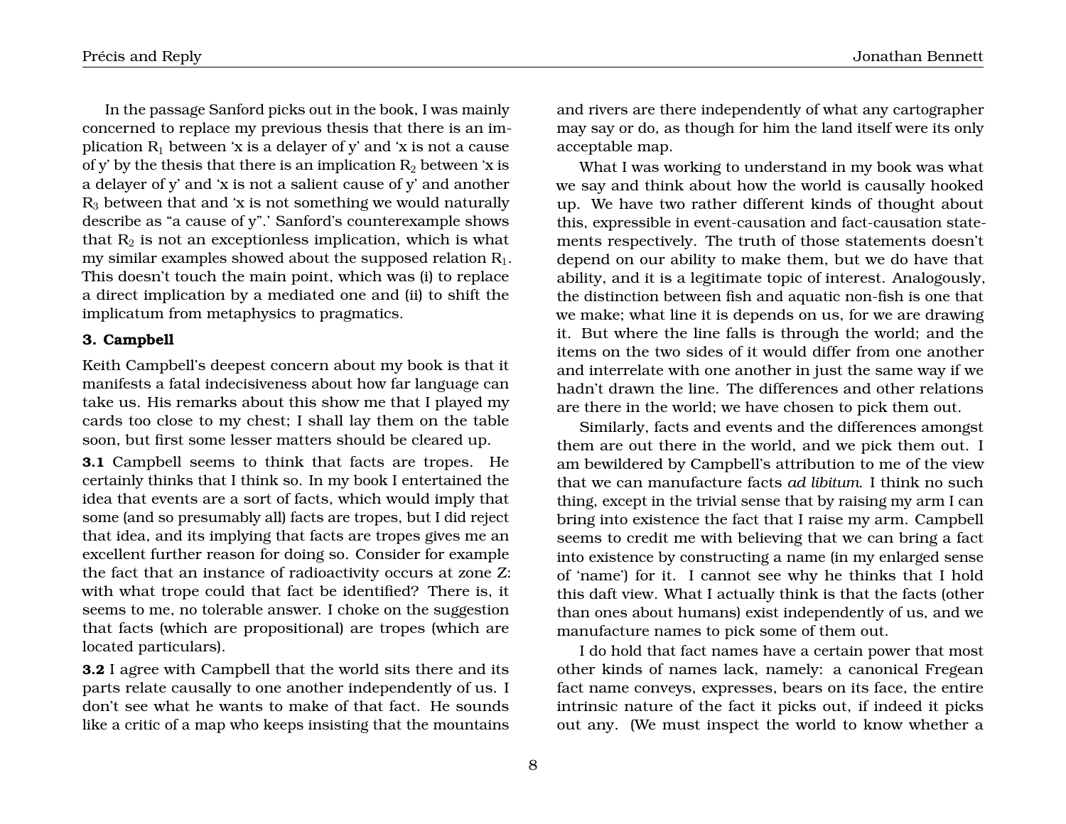In the passage Sanford picks out in the book, I was mainly concerned to replace my previous thesis that there is an implication $R_1$ between 'x is a delayer of y' and 'x is not a cause of y' by the thesis that there is an implication $R_2$ between 'x is a delayer of y' and 'x is not a salient cause of y' and another $R_3$ between that and 'x is not something we would naturally describe as "a cause of y".' Sanford's counterexample shows that $R_2$ is not an exceptionless implication, which is what my similar examples showed about the supposed relation $R_1$. This doesn't touch the main point, which was (i) to replace a direct implication by a mediated one and (ii) to shift the implicatum from metaphysics to pragmatics.

### 3. Campbell

Keith Campbell's deepest concern about my book is that it manifests a fatal indecisiveness about how far language can take us. His remarks about this show me that I played my cards too close to my chest; I shall lay them on the table soon, but first some lesser matters should be cleared up.

**3.1** Campbell seems to think that facts are tropes. He certainly thinks that I think so. In my book I entertained the idea that events are a sort of facts, which would imply that some (and so presumably all) facts are tropes, but I did reject that idea, and its implying that facts are tropes gives me an excellent further reason for doing so. Consider for example the fact that an instance of radioactivity occurs at zone Z: with what trope could that fact be identified? There is, it seems to me, no tolerable answer. I choke on the suggestion that facts (which are propositional) are tropes (which are located particulars).

**3.2** I agree with Campbell that the world sits there and its parts relate causally to one another independently of us. I don't see what he wants to make of that fact. He sounds like a critic of a map who keeps insisting that the mountains and rivers are there independently of what any cartographer may say or do, as though for him the land itself were its only acceptable map.

What I was working to understand in my book was what we say and think about how the world is causally hooked up. We have two rather different kinds of thought about this, expressible in event-causation and fact-causation statements respectively. The truth of those statements doesn't depend on our ability to make them, but we do have that ability, and it is a legitimate topic of interest. Analogously, the distinction between fish and aquatic non-fish is one that we make; what line it is depends on us, for we are drawing it. But where the line falls is through the world; and the items on the two sides of it would differ from one another and interrelate with one another in just the same way if we hadn't drawn the line. The differences and other relations are there in the world; we have chosen to pick them out.

Similarly, facts and events and the differences amongst them are out there in the world, and we pick them out. I am bewildered by Campbell's attribution to me of the view that we can manufacture facts *ad libitum*. I think no such thing, except in the trivial sense that by raising my arm I can bring into existence the fact that I raise my arm. Campbell seems to credit me with believing that we can bring a fact into existence by constructing a name (in my enlarged sense of 'name') for it. I cannot see why he thinks that I hold this daft view. What I actually think is that the facts (other than ones about humans) exist independently of us, and we manufacture names to pick some of them out.

I do hold that fact names have a certain power that most other kinds of names lack, namely: a canonical Fregean fact name conveys, expresses, bears on its face, the entire intrinsic nature of the fact it picks out, if indeed it picks out any. (We must inspect the world to know whether a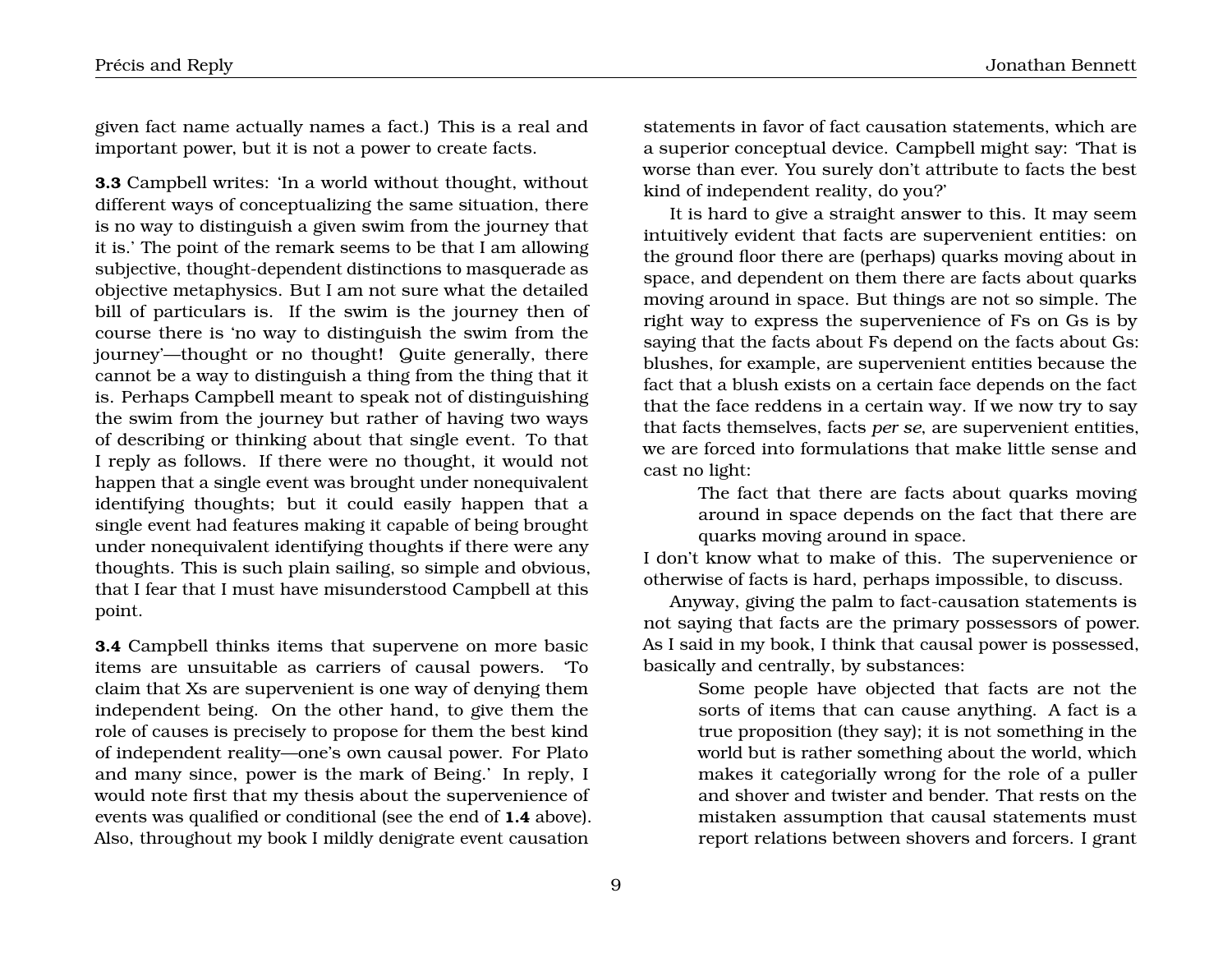given fact name actually names a fact.) This is a real and important power, but it is not a power to create facts.

**3.3** Campbell writes: 'In a world without thought, without different ways of conceptualizing the same situation, there is no way to distinguish a given swim from the journey that it is.' The point of the remark seems to be that I am allowing subjective, thought-dependent distinctions to masquerade as objective metaphysics. But I am not sure what the detailed bill of particulars is. If the swim is the journey then of course there is 'no way to distinguish the swim from the journey'—thought or no thought! Quite generally, there cannot be a way to distinguish a thing from the thing that it is. Perhaps Campbell meant to speak not of distinguishing the swim from the journey but rather of having two ways of describing or thinking about that single event. To that I reply as follows. If there were no thought, it would not happen that a single event was brought under nonequivalent identifying thoughts; but it could easily happen that a single event had features making it capable of being brought under nonequivalent identifying thoughts if there were any thoughts. This is such plain sailing, so simple and obvious, that I fear that I must have misunderstood Campbell at this point.

**3.4** Campbell thinks items that supervene on more basic items are unsuitable as carriers of causal powers. 'To claim that Xs are supervenient is one way of denying them independent being. On the other hand, to give them the role of causes is precisely to propose for them the best kind of independent reality—one's own causal power. For Plato and many since, power is the mark of Being.' In reply, I would note first that my thesis about the supervenience of events was qualified or conditional (see the end of **1.4** above). Also, throughout my book I mildly denigrate event causation statements in favor of fact causation statements, which are a superior conceptual device. Campbell might say: 'That is worse than ever. You surely don't attribute to facts the best kind of independent reality, do you?'

It is hard to give a straight answer to this. It may seem intuitively evident that facts are supervenient entities: on the ground floor there are (perhaps) quarks moving about in space, and dependent on them there are facts about quarks moving around in space. But things are not so simple. The right way to express the supervenience of Fs on Gs is by saying that the facts about Fs depend on the facts about Gs: blushes, for example, are supervenient entities because the fact that a blush exists on a certain face depends on the fact that the face reddens in a certain way. If we now try to say that facts themselves, facts *per se*, are supervenient entities, we are forced into formulations that make little sense and cast no light:

> The fact that there are facts about quarks moving around in space depends on the fact that there are quarks moving around in space.

I don't know what to make of this. The supervenience or otherwise of facts is hard, perhaps impossible, to discuss.

Anyway, giving the palm to fact-causation statements is not saying that facts are the primary possessors of power. As I said in my book, I think that causal power is possessed, basically and centrally, by substances:

> Some people have objected that facts are not the sorts of items that can cause anything. A fact is a true proposition (they say); it is not something in the world but is rather something about the world, which makes it categorially wrong for the role of a puller and shover and twister and bender. That rests on the mistaken assumption that causal statements must report relations between shovers and forcers. I grant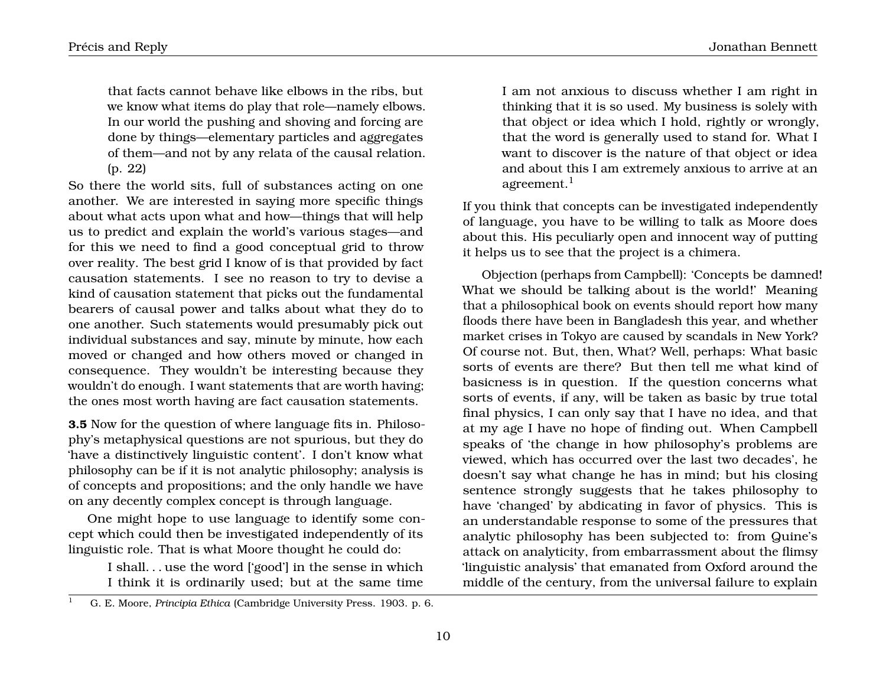> that facts cannot behave like elbows in the ribs, but we know what items do play that role—namely elbows. In our world the pushing and shoving and forcing are done by things—elementary particles and aggregates of them—and not by any relata of the causal relation. (p. 22)

So there the world sits, full of substances acting on one another. We are interested in saying more specific things about what acts upon what and how—things that will help us to predict and explain the world's various stages—and for this we need to find a good conceptual grid to throw over reality. The best grid I know of is that provided by fact causation statements. I see no reason to try to devise a kind of causation statement that picks out the fundamental bearers of causal power and talks about what they do to one another. Such statements would presumably pick out individual substances and say, minute by minute, how each moved or changed and how others moved or changed in consequence. They wouldn't be interesting because they wouldn't do enough. I want statements that are worth having; the ones most worth having are fact causation statements.

**3.5** Now for the question of where language fits in. Philosophy's metaphysical questions are not spurious, but they do 'have a distinctively linguistic content'. I don't know what philosophy can be if it is not analytic philosophy; analysis is of concepts and propositions; and the only handle we have on any decently complex concept is through language.

One might hope to use language to identify some concept which could then be investigated independently of its linguistic role. That is what Moore thought he could do:

> I shall. . . use the word ['good'] in the sense in which I think it is ordinarily used; but at the same time I am not anxious to discuss whether I am right in thinking that it is so used. My business is solely with that object or idea which I hold, rightly or wrongly, that the word is generally used to stand for. What I want to discover is the nature of that object or idea and about this I am extremely anxious to arrive at an agreement.[1]

If you think that concepts can be investigated independently of language, you have to be willing to talk as Moore does about this. His peculiarly open and innocent way of putting it helps us to see that the project is a chimera.

Objection (perhaps from Campbell): 'Concepts be damned! What we should be talking about is the world!' Meaning that a philosophical book on events should report how many floods there have been in Bangladesh this year, and whether market crises in Tokyo are caused by scandals in New York? Of course not. But, then, What? Well, perhaps: What basic sorts of events are there? But then tell me what kind of basicness is in question. If the question concerns what sorts of events, if any, will be taken as basic by true total final physics, I can only say that I have no idea, and that at my age I have no hope of finding out. When Campbell speaks of 'the change in how philosophy's problems are viewed, which has occurred over the last two decades', he doesn't say what change he has in mind; but his closing sentence strongly suggests that he takes philosophy to have 'changed' by abdicating in favor of physics. This is an understandable response to some of the pressures that analytic philosophy has been subjected to: from Quine's attack on analyticity, from embarrassment about the flimsy 'linguistic analysis' that emanated from Oxford around the middle of the century, from the universal failure to explain

[1] G. E. Moore, *Principia Ethica* (Cambridge University Press. 1903. p. 6.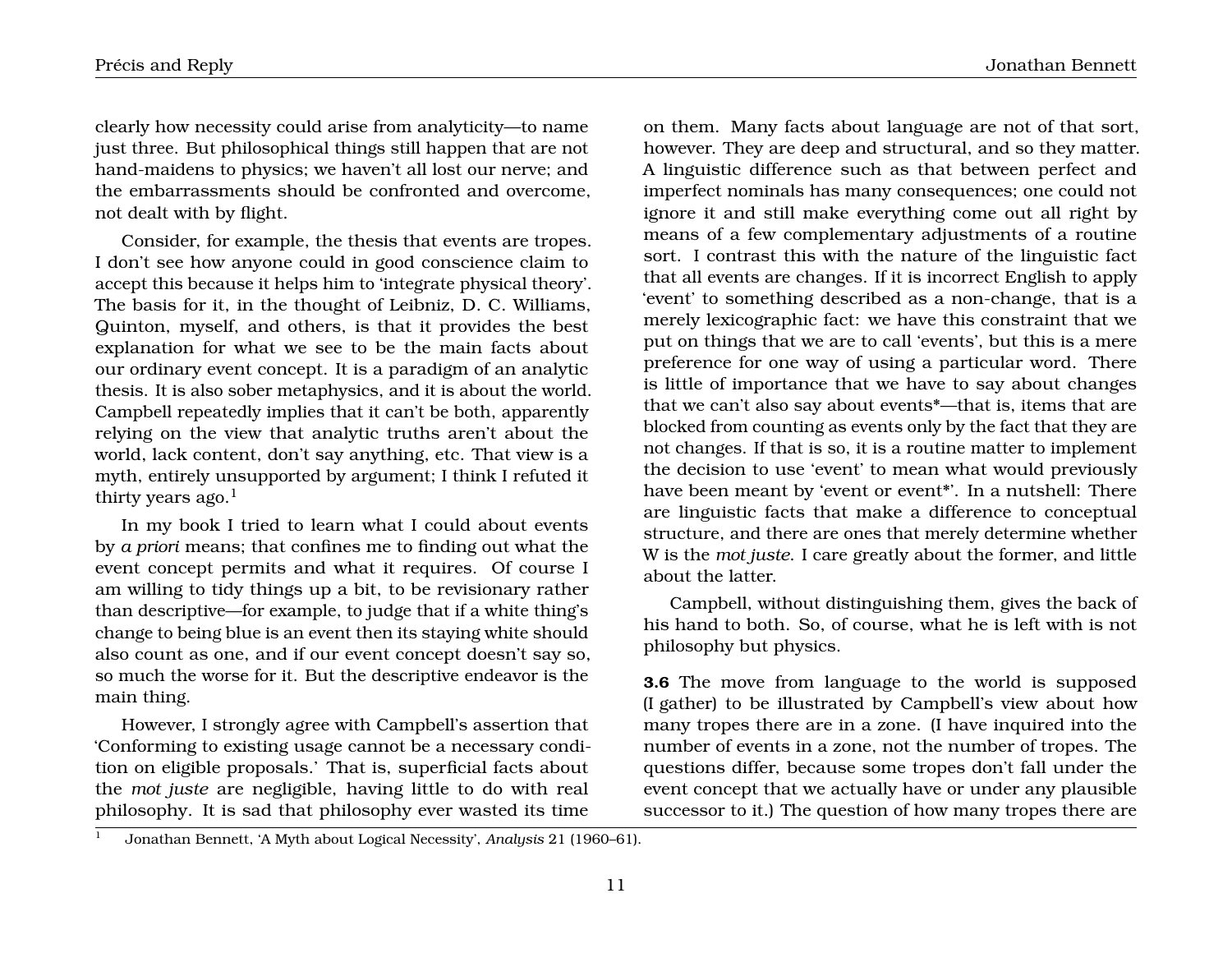clearly how necessity could arise from analyticity—to name just three. But philosophical things still happen that are not hand-maidens to physics; we haven't all lost our nerve; and the embarrassments should be confronted and overcome, not dealt with by flight.

Consider, for example, the thesis that events are tropes. I don't see how anyone could in good conscience claim to accept this because it helps him to 'integrate physical theory'. The basis for it, in the thought of Leibniz, D. C. Williams, Quinton, myself, and others, is that it provides the best explanation for what we see to be the main facts about our ordinary event concept. It is a paradigm of an analytic thesis. It is also sober metaphysics, and it is about the world. Campbell repeatedly implies that it can't be both, apparently relying on the view that analytic truths aren't about the world, lack content, don't say anything, etc. That view is a myth, entirely unsupported by argument; I think I refuted it thirty years ago.[1]

In my book I tried to learn what I could about events by *a priori* means; that confines me to finding out what the event concept permits and what it requires. Of course I am willing to tidy things up a bit, to be revisionary rather than descriptive—for example, to judge that if a white thing's change to being blue is an event then its staying white should also count as one, and if our event concept doesn't say so, so much the worse for it. But the descriptive endeavor is the main thing.

However, I strongly agree with Campbell's assertion that 'Conforming to existing usage cannot be a necessary condition on eligible proposals.' That is, superficial facts about the *mot juste* are negligible, having little to do with real philosophy. It is sad that philosophy ever wasted its time on them. Many facts about language are not of that sort, however. They are deep and structural, and so they matter. A linguistic difference such as that between perfect and imperfect nominals has many consequences; one could not ignore it and still make everything come out all right by means of a few complementary adjustments of a routine sort. I contrast this with the nature of the linguistic fact that all events are changes. If it is incorrect English to apply 'event' to something described as a non-change, that is a merely lexicographic fact: we have this constraint that we put on things that we are to call 'events', but this is a mere preference for one way of using a particular word. There is little of importance that we have to say about changes that we can't also say about events*—that is, items that are blocked from counting as events only by the fact that they are not changes. If that is so, it is a routine matter to implement the decision to use 'event' to mean what would previously have been meant by 'event or event*'. In a nutshell: There are linguistic facts that make a difference to conceptual structure, and there are ones that merely determine whether W is the *mot juste*. I care greatly about the former, and little about the latter.

Campbell, without distinguishing them, gives the back of his hand to both. So, of course, what he is left with is not philosophy but physics.

**3.6** The move from language to the world is supposed (I gather) to be illustrated by Campbell's view about how many tropes there are in a zone. (I have inquired into the number of events in a zone, not the number of tropes. The questions differ, because some tropes don't fall under the event concept that we actually have or under any plausible successor to it.) The question of how many tropes there are

[1] Jonathan Bennett, 'A Myth about Logical Necessity', *Analysis* 21 (1960–61).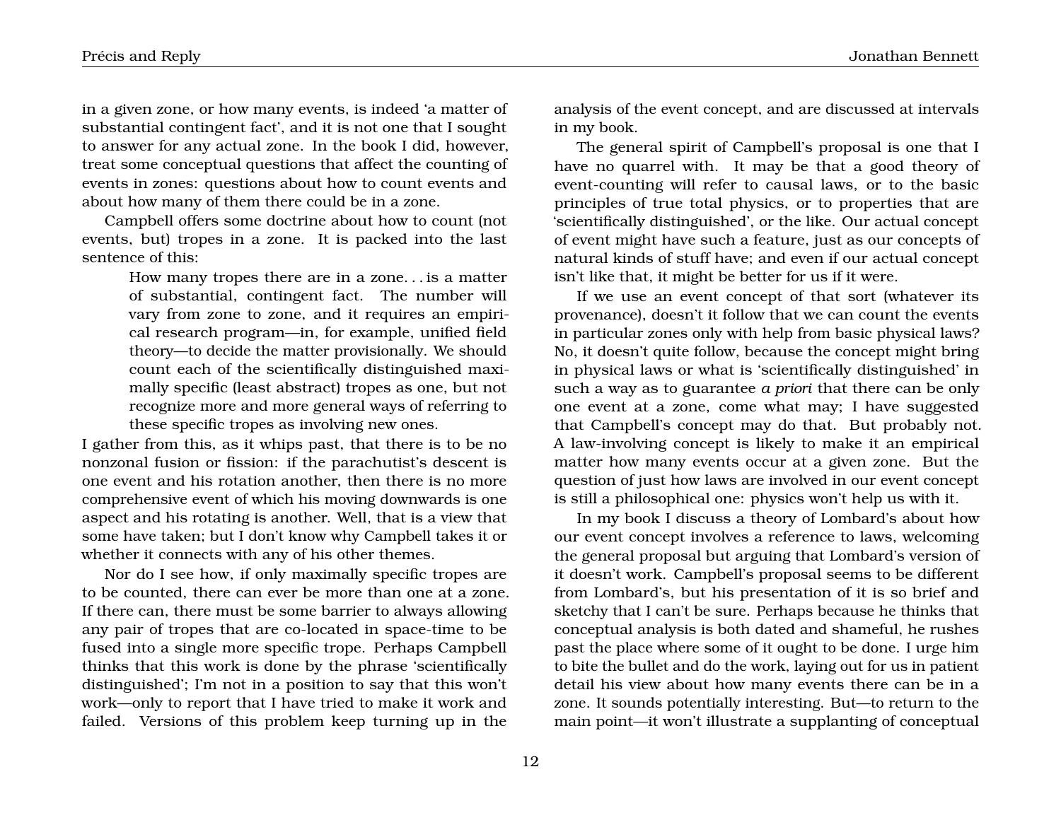in a given zone, or how many events, is indeed 'a matter of substantial contingent fact', and it is not one that I sought to answer for any actual zone. In the book I did, however, treat some conceptual questions that affect the counting of events in zones: questions about how to count events and about how many of them there could be in a zone.

Campbell offers some doctrine about how to count (not events, but) tropes in a zone. It is packed into the last sentence of this:

> How many tropes there are in a zone. . . is a matter of substantial, contingent fact. The number will vary from zone to zone, and it requires an empirical research program—in, for example, unified field theory—to decide the matter provisionally. We should count each of the scientifically distinguished maximally specific (least abstract) tropes as one, but not recognize more and more general ways of referring to these specific tropes as involving new ones.

I gather from this, as it whips past, that there is to be no nonzonal fusion or fission: if the parachutist's descent is one event and his rotation another, then there is no more comprehensive event of which his moving downwards is one aspect and his rotating is another. Well, that is a view that some have taken; but I don't know why Campbell takes it or whether it connects with any of his other themes.

Nor do I see how, if only maximally specific tropes are to be counted, there can ever be more than one at a zone. If there can, there must be some barrier to always allowing any pair of tropes that are co-located in space-time to be fused into a single more specific trope. Perhaps Campbell thinks that this work is done by the phrase 'scientifically distinguished'; I'm not in a position to say that this won't work—only to report that I have tried to make it work and failed. Versions of this problem keep turning up in the analysis of the event concept, and are discussed at intervals in my book.

The general spirit of Campbell's proposal is one that I have no quarrel with. It may be that a good theory of event-counting will refer to causal laws, or to the basic principles of true total physics, or to properties that are 'scientifically distinguished', or the like. Our actual concept of event might have such a feature, just as our concepts of natural kinds of stuff have; and even if our actual concept isn't like that, it might be better for us if it were.

If we use an event concept of that sort (whatever its provenance), doesn't it follow that we can count the events in particular zones only with help from basic physical laws? No, it doesn't quite follow, because the concept might bring in physical laws or what is 'scientifically distinguished' in such a way as to guarantee *a priori* that there can be only one event at a zone, come what may; I have suggested that Campbell's concept may do that. But probably not. A law-involving concept is likely to make it an empirical matter how many events occur at a given zone. But the question of just how laws are involved in our event concept is still a philosophical one: physics won't help us with it.

In my book I discuss a theory of Lombard's about how our event concept involves a reference to laws, welcoming the general proposal but arguing that Lombard's version of it doesn't work. Campbell's proposal seems to be different from Lombard's, but his presentation of it is so brief and sketchy that I can't be sure. Perhaps because he thinks that conceptual analysis is both dated and shameful, he rushes past the place where some of it ought to be done. I urge him to bite the bullet and do the work, laying out for us in patient detail his view about how many events there can be in a zone. It sounds potentially interesting. But—to return to the main point—it won't illustrate a supplanting of conceptual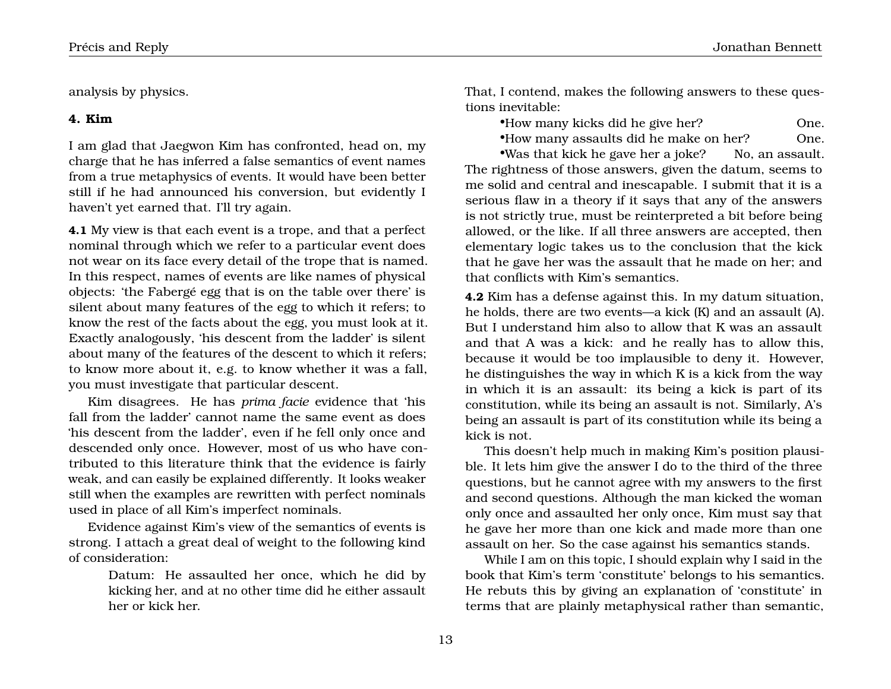analysis by physics.

## 4. Kim

I am glad that Jaegwon Kim has confronted, head on, my charge that he has inferred a false semantics of event names from a true metaphysics of events. It would have been better still if he had announced his conversion, but evidently I haven't yet earned that. I'll try again.

**4.1** My view is that each event is a trope, and that a perfect nominal through which we refer to a particular event does not wear on its face every detail of the trope that is named. In this respect, names of events are like names of physical objects: 'the Fabergé egg that is on the table over there' is silent about many features of the egg to which it refers; to know the rest of the facts about the egg, you must look at it. Exactly analogously, 'his descent from the ladder' is silent about many of the features of the descent to which it refers; to know more about it, e.g. to know whether it was a fall, you must investigate that particular descent.

Kim disagrees. He has *prima facie* evidence that 'his fall from the ladder' cannot name the same event as does 'his descent from the ladder', even if he fell only once and descended only once. However, most of us who have contributed to this literature think that the evidence is fairly weak, and can easily be explained differently. It looks weaker still when the examples are rewritten with perfect nominals used in place of all Kim's imperfect nominals.

Evidence against Kim's view of the semantics of events is strong. I attach a great deal of weight to the following kind of consideration:

> Datum: He assaulted her once, which he did by kicking her, and at no other time did he either assault her or kick her.

That, I contend, makes the following answers to these questions inevitable:

- How many kicks did he give her? One.
- How many assaults did he make on her? One.
- Was that kick he gave her a joke? No, an assault.

The rightness of those answers, given the datum, seems to me solid and central and inescapable. I submit that it is a serious flaw in a theory if it says that any of the answers is not strictly true, must be reinterpreted a bit before being allowed, or the like. If all three answers are accepted, then elementary logic takes us to the conclusion that the kick that he gave her was the assault that he made on her; and that conflicts with Kim's semantics.

**4.2** Kim has a defense against this. In my datum situation, he holds, there are two events—a kick (K) and an assault (A). But I understand him also to allow that K was an assault and that A was a kick: and he really has to allow this, because it would be too implausible to deny it. However, he distinguishes the way in which K is a kick from the way in which it is an assault: its being a kick is part of its constitution, while its being an assault is not. Similarly, A's being an assault is part of its constitution while its being a kick is not.

This doesn't help much in making Kim's position plausible. It lets him give the answer I do to the third of the three questions, but he cannot agree with my answers to the first and second questions. Although the man kicked the woman only once and assaulted her only once, Kim must say that he gave her more than one kick and made more than one assault on her. So the case against his semantics stands.

While I am on this topic, I should explain why I said in the book that Kim's term 'constitute' belongs to his semantics. He rebuts this by giving an explanation of 'constitute' in terms that are plainly metaphysical rather than semantic,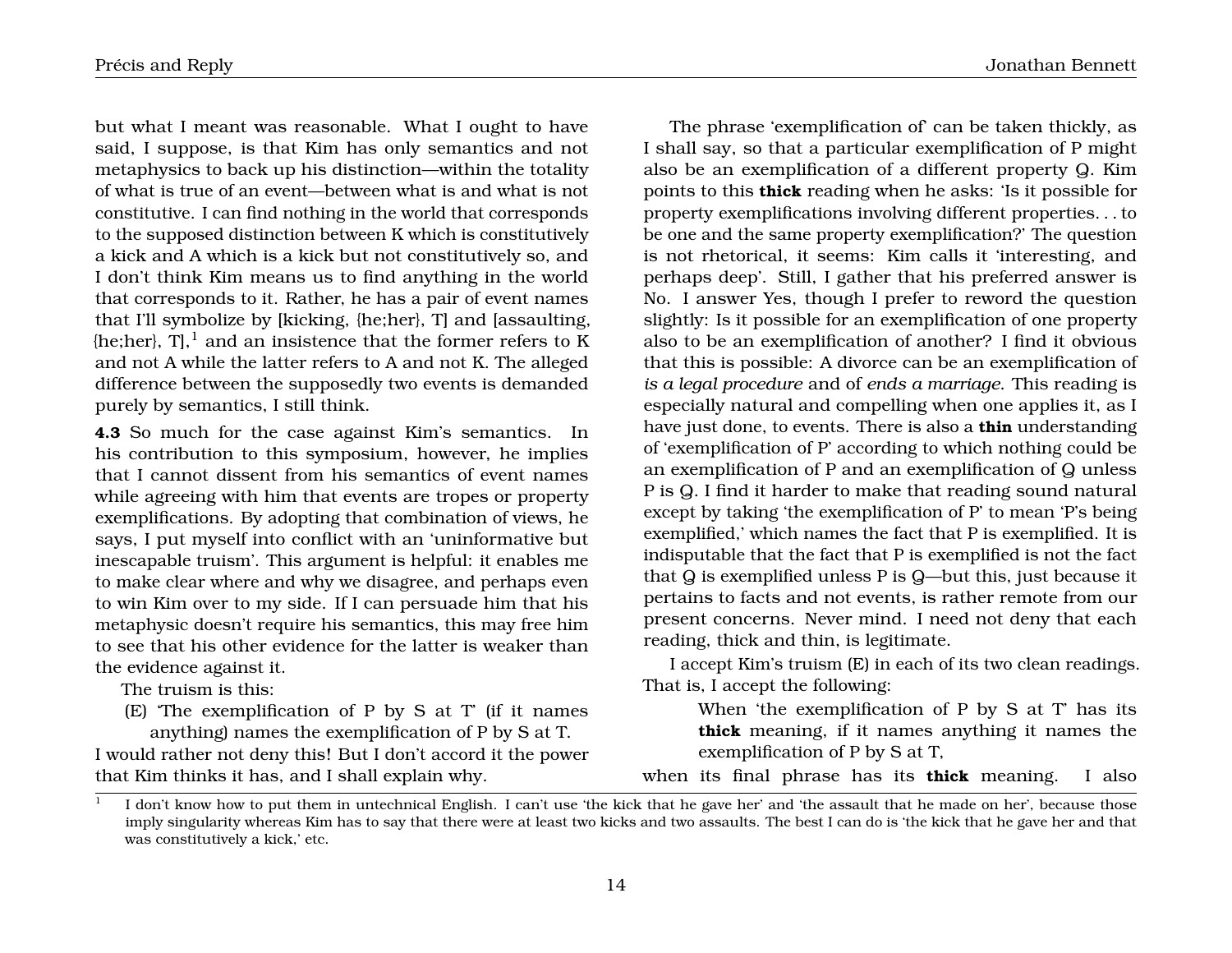but what I meant was reasonable. What I ought to have said, I suppose, is that Kim has only semantics and not metaphysics to back up his distinction—within the totality of what is true of an event—between what is and what is not constitutive. I can find nothing in the world that corresponds to the supposed distinction between K which is constitutively a kick and A which is a kick but not constitutively so, and I don't think Kim means us to find anything in the world that corresponds to it. Rather, he has a pair of event names that I'll symbolize by [kicking, {he;her}, T] and [assaulting, {he;her}, T],[1] and an insistence that the former refers to K and not A while the latter refers to A and not K. The alleged difference between the supposedly two events is demanded purely by semantics, I still think.

**4.3** So much for the case against Kim's semantics. In his contribution to this symposium, however, he implies that I cannot dissent from his semantics of event names while agreeing with him that events are tropes or property exemplifications. By adopting that combination of views, he says, I put myself into conflict with an 'uninformative but inescapable truism'. This argument is helpful: it enables me to make clear where and why we disagree, and perhaps even to win Kim over to my side. If I can persuade him that his metaphysic doesn't require his semantics, this may free him to see that his other evidence for the latter is weaker than the evidence against it.

The truism is this:

(E) 'The exemplification of P by S at T' (if it names anything) names the exemplification of P by S at T.

I would rather not deny this! But I don't accord it the power that Kim thinks it has, and I shall explain why.

The phrase 'exemplification of' can be taken thickly, as I shall say, so that a particular exemplification of P might also be an exemplification of a different property Q. Kim points to this **thick** reading when he asks: 'Is it possible for property exemplifications involving different properties. . . to be one and the same property exemplification?' The question is not rhetorical, it seems: Kim calls it 'interesting, and perhaps deep'. Still, I gather that his preferred answer is No. I answer Yes, though I prefer to reword the question slightly: Is it possible for an exemplification of one property also to be an exemplification of another? I find it obvious that this is possible: A divorce can be an exemplification of *is a legal procedure* and of *ends a marriage*. This reading is especially natural and compelling when one applies it, as I have just done, to events. There is also a **thin** understanding of 'exemplification of P' according to which nothing could be an exemplification of P and an exemplification of Q unless P is Q. I find it harder to make that reading sound natural except by taking 'the exemplification of P' to mean 'P's being exemplified,' which names the fact that P is exemplified. It is indisputable that the fact that P is exemplified is not the fact that Q is exemplified unless P is Q—but this, just because it pertains to facts and not events, is rather remote from our present concerns. Never mind. I need not deny that each reading, thick and thin, is legitimate.

I accept Kim's truism (E) in each of its two clean readings. That is, I accept the following:

> When 'the exemplification of P by S at T' has its **thick** meaning, if it names anything it names the exemplification of P by S at T,

when its final phrase has its **thick** meaning. I also

---

[1] I don't know how to put them in untechnical English. I can't use 'the kick that he gave her' and 'the assault that he made on her', because those imply singularity whereas Kim has to say that there were at least two kicks and two assaults. The best I can do is 'the kick that he gave her and that was constitutively a kick,' etc.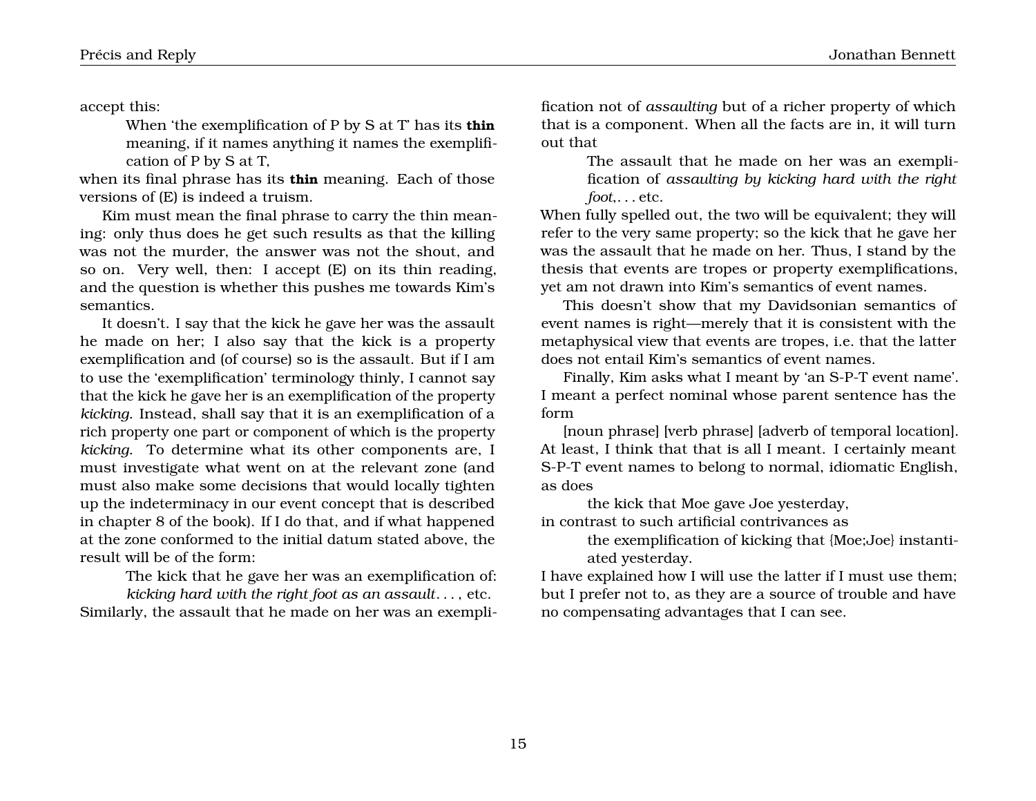accept this:

> When 'the exemplification of P by S at T' has its **thin** meaning, if it names anything it names the exemplification of P by S at T,

when its final phrase has its **thin** meaning. Each of those versions of (E) is indeed a truism.

Kim must mean the final phrase to carry the thin meaning: only thus does he get such results as that the killing was not the murder, the answer was not the shout, and so on. Very well, then: I accept (E) on its thin reading, and the question is whether this pushes me towards Kim's semantics.

It doesn't. I say that the kick he gave her was the assault he made on her; I also say that the kick is a property exemplification and (of course) so is the assault. But if I am to use the 'exemplification' terminology thinly, I cannot say that the kick he gave her is an exemplification of the property *kicking*. Instead, shall say that it is an exemplification of a rich property one part or component of which is the property *kicking*. To determine what its other components are, I must investigate what went on at the relevant zone (and must also make some decisions that would locally tighten up the indeterminacy in our event concept that is described in chapter 8 of the book). If I do that, and if what happened at the zone conformed to the initial datum stated above, the result will be of the form:

> The kick that he gave her was an exemplification of: *kicking hard with the right foot as an assault*. . . , etc.

Similarly, the assault that he made on her was an exemplification not of *assaulting* but of a richer property of which that is a component. When all the facts are in, it will turn out that

> The assault that he made on her was an exemplification of *assaulting by kicking hard with the right foot*,. . . etc.

When fully spelled out, the two will be equivalent; they will refer to the very same property; so the kick that he gave her was the assault that he made on her. Thus, I stand by the thesis that events are tropes or property exemplifications, yet am not drawn into Kim's semantics of event names.

This doesn't show that my Davidsonian semantics of event names is right—merely that it is consistent with the metaphysical view that events are tropes, i.e. that the latter does not entail Kim's semantics of event names.

Finally, Kim asks what I meant by 'an S-P-T event name'. I meant a perfect nominal whose parent sentence has the form

[noun phrase] [verb phrase] [adverb of temporal location].

At least, I think that that is all I meant. I certainly meant S-P-T event names to belong to normal, idiomatic English, as does

> the kick that Moe gave Joe yesterday,

in contrast to such artificial contrivances as

> the exemplification of kicking that {Moe;Joe} instantiated yesterday.

I have explained how I will use the latter if I must use them; but I prefer not to, as they are a source of trouble and have no compensating advantages that I can see.